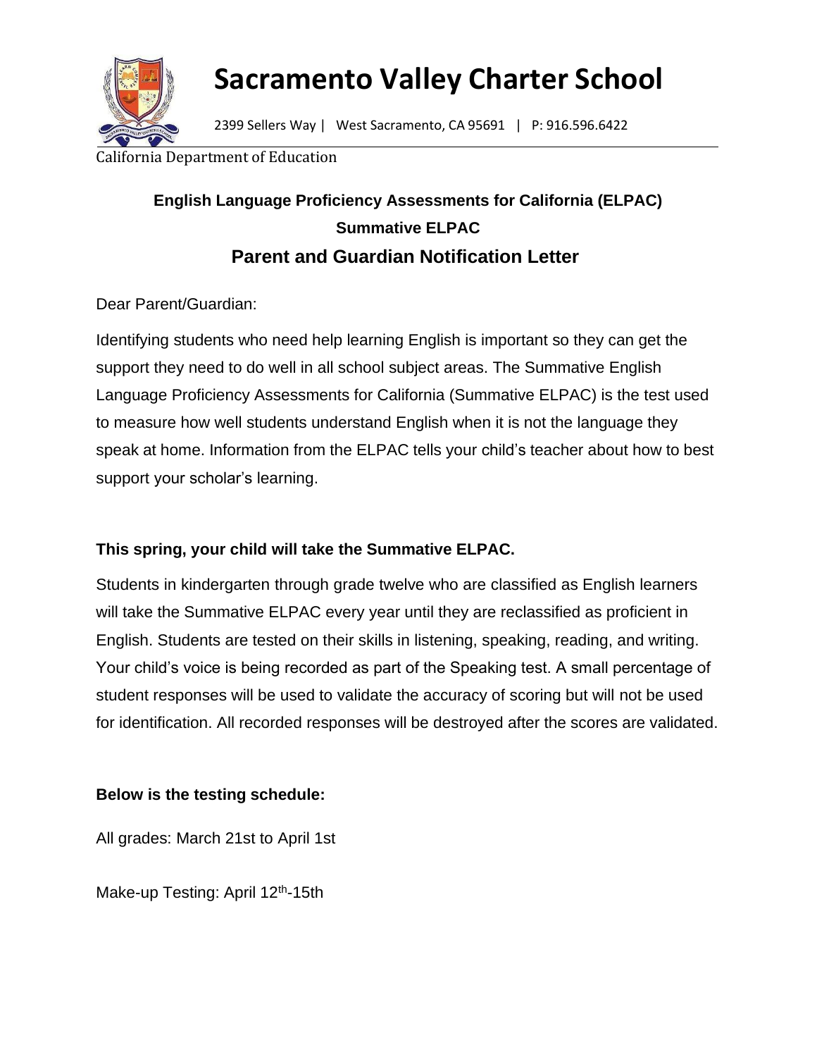# Sacramento Valley Charter School

2399 Sellers Way | West Sacramento, CA 95691 | P: 916.596.6422

California Department of Education

## English Language Proficiency Assessments for California (ELPAC)

### Summative ELPAC

## Parent and Guardian Notification Letter

Dear Parent/Guardian:

Identifying students who need help learning English is important so they can get the support they need to do well in all school subject areas. The Summative English Language Proficiency Assessments for California (Summative ELPAC) is the test used to measure how well students understand English when it is not the language they speak at home. Information from the ELPAC tells your child's teacher about how to best support your scholar's learning.

**This spring, your child will take the Summative ELPAC.**

Students in kindergarten through grade twelve who are classified as English learners will take the Summative ELPAC every year until they are reclassified as proficient in English. Students are tested on their skills in listening, speaking, reading, and writing. Your child's voice is being recorded as part of the Speaking test. A small percentage of student responses will be used to validate the accuracy of scoring but will not be used for identification. All recorded responses will be destroyed after the scores are validated.

**Below is the testing schedule:**

All grades: March 21st to April 1st

Make-up Testing: April 12th-15th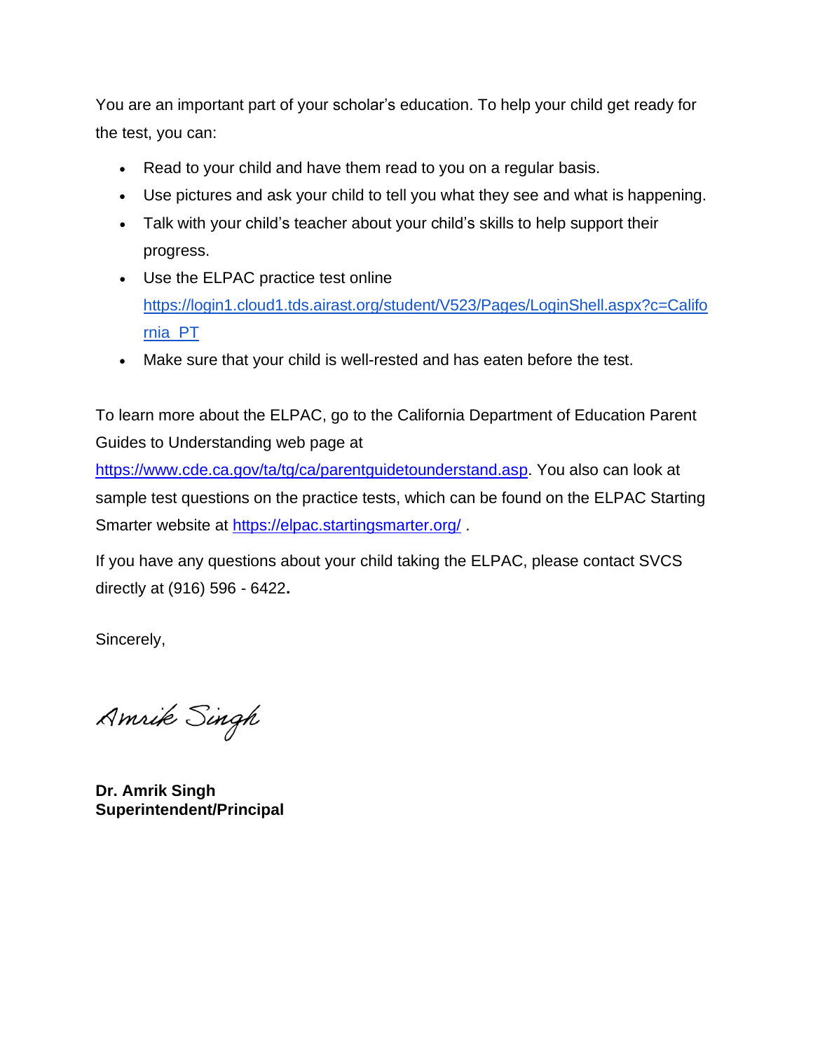You are an important part of your scholar's education. To help your child get ready for the test, you can:

- Read to your child and have them read to you on a regular basis.
- Use pictures and ask your child to tell you what they see and what is happening.
- Talk with your child's teacher about your child's skills to help support their progress.
- Use the ELPAC practice test online https://login1.cloud1.tds.airast.org/student/V523/Pages/LoginShell.aspx?c=California_PT
- Make sure that your child is well-rested and has eaten before the test.

To learn more about the ELPAC, go to the California Department of Education Parent Guides to Understanding web page at https://www.cde.ca.gov/ta/tg/ca/parentguidetounderstand.asp. You also can look at sample test questions on the practice tests, which can be found on the ELPAC Starting Smarter website at https://elpac.startingsmarter.org/ .

If you have any questions about your child taking the ELPAC, please contact SVCS directly at (916) 596 - 6422**.**

Sincerely,

Amrik Singh

**Dr. Amrik Singh**
**Superintendent/Principal**